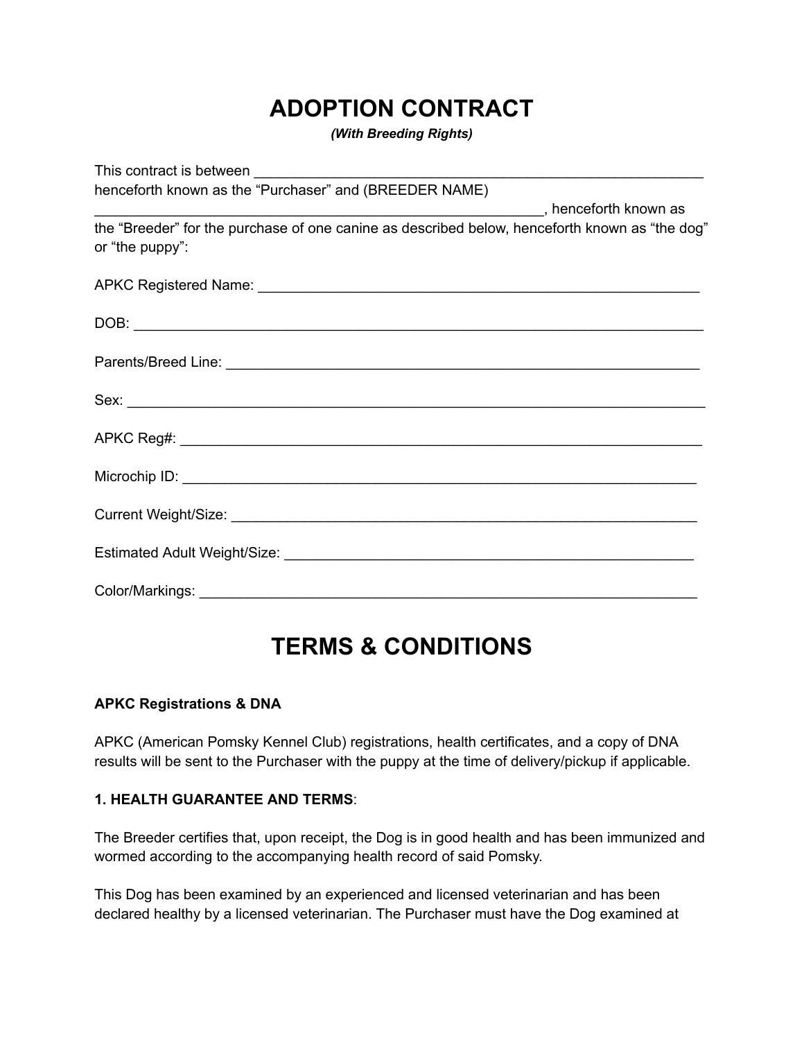# ADOPTION CONTRACT

***(With Breeding Rights)***

This contract is between ___________________________________________________________ henceforth known as the "Purchaser" and (BREEDER NAME) ___________________________________________________________, henceforth known as the "Breeder" for the purchase of one canine as described below, henceforth known as "the dog" or "the puppy":

APKC Registered Name: ___________________________________________________________

DOB: ___________________________________________________________________________

Parents/Breed Line: ______________________________________________________________

Sex: ____________________________________________________________________________

APKC Reg#: ____________________________________________________________________

Microchip ID: ___________________________________________________________________

Current Weight/Size: _____________________________________________________________

Estimated Adult Weight/Size: ______________________________________________________

Color/Markings: _________________________________________________________________

# TERMS & CONDITIONS

**APKC Registrations & DNA**

APKC (American Pomsky Kennel Club) registrations, health certificates, and a copy of DNA results will be sent to the Purchaser with the puppy at the time of delivery/pickup if applicable.

**1. HEALTH GUARANTEE AND TERMS**:

The Breeder certifies that, upon receipt, the Dog is in good health and has been immunized and wormed according to the accompanying health record of said Pomsky.

This Dog has been examined by an experienced and licensed veterinarian and has been declared healthy by a licensed veterinarian. The Purchaser must have the Dog examined at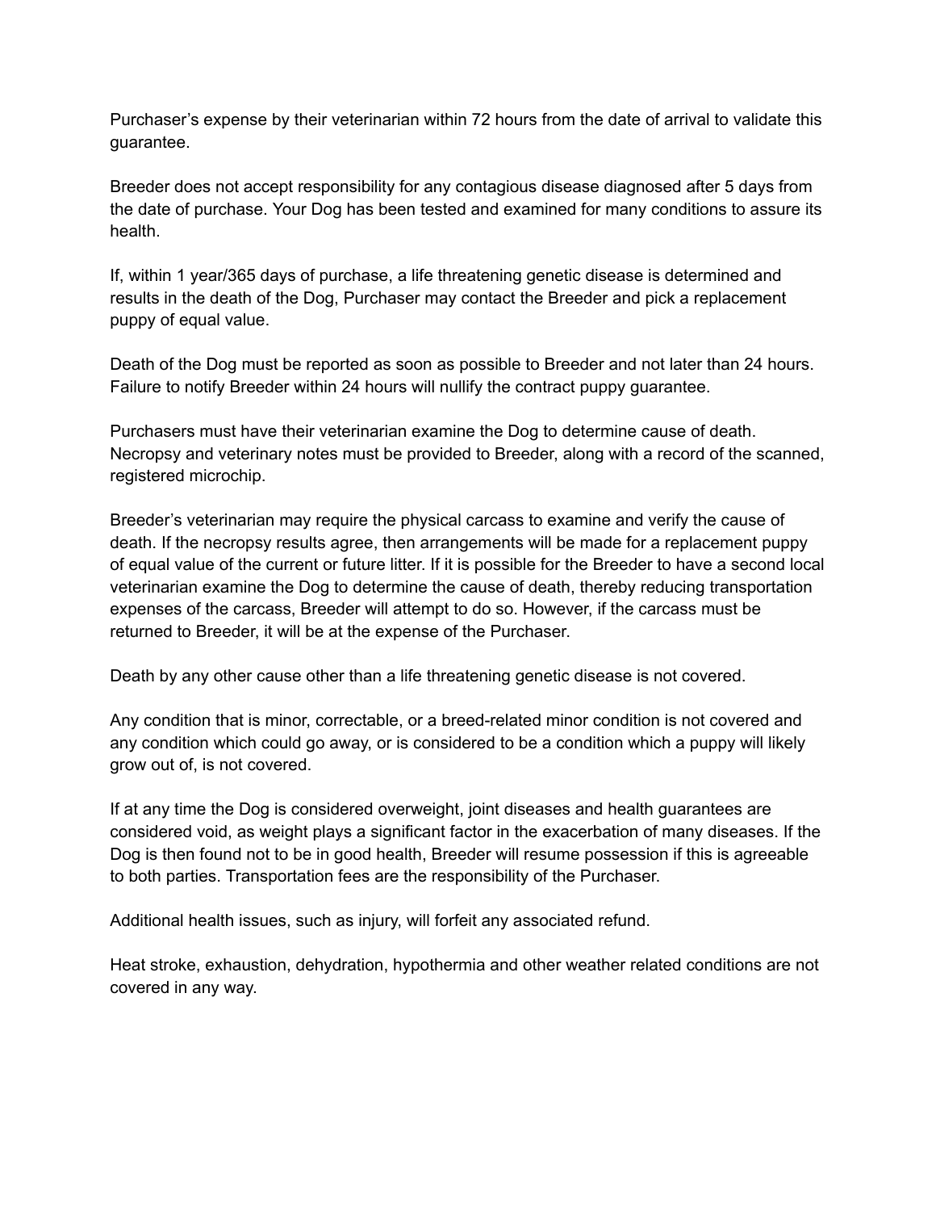Purchaser's expense by their veterinarian within 72 hours from the date of arrival to validate this guarantee.

Breeder does not accept responsibility for any contagious disease diagnosed after 5 days from the date of purchase. Your Dog has been tested and examined for many conditions to assure its health.

If, within 1 year/365 days of purchase, a life threatening genetic disease is determined and results in the death of the Dog, Purchaser may contact the Breeder and pick a replacement puppy of equal value.

Death of the Dog must be reported as soon as possible to Breeder and not later than 24 hours. Failure to notify Breeder within 24 hours will nullify the contract puppy guarantee.

Purchasers must have their veterinarian examine the Dog to determine cause of death. Necropsy and veterinary notes must be provided to Breeder, along with a record of the scanned, registered microchip.

Breeder's veterinarian may require the physical carcass to examine and verify the cause of death. If the necropsy results agree, then arrangements will be made for a replacement puppy of equal value of the current or future litter. If it is possible for the Breeder to have a second local veterinarian examine the Dog to determine the cause of death, thereby reducing transportation expenses of the carcass, Breeder will attempt to do so. However, if the carcass must be returned to Breeder, it will be at the expense of the Purchaser.

Death by any other cause other than a life threatening genetic disease is not covered.

Any condition that is minor, correctable, or a breed-related minor condition is not covered and any condition which could go away, or is considered to be a condition which a puppy will likely grow out of, is not covered.

If at any time the Dog is considered overweight, joint diseases and health guarantees are considered void, as weight plays a significant factor in the exacerbation of many diseases. If the Dog is then found not to be in good health, Breeder will resume possession if this is agreeable to both parties. Transportation fees are the responsibility of the Purchaser.

Additional health issues, such as injury, will forfeit any associated refund.

Heat stroke, exhaustion, dehydration, hypothermia and other weather related conditions are not covered in any way.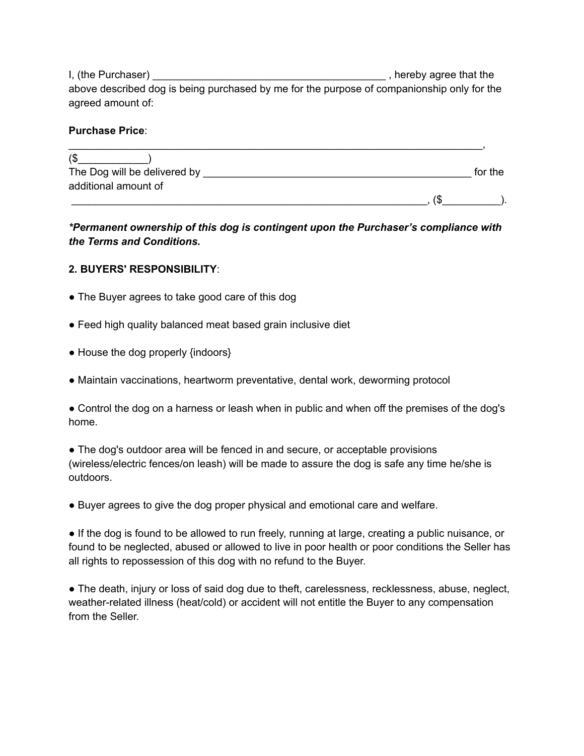I, (the Purchaser) __________________________________________ , hereby agree that the above described dog is being purchased by me for the purpose of companionship only for the agreed amount of:

**Purchase Price**:

___________________________________________________________________________,
($____________)
The Dog will be delivered by ________________________________________________ for the additional amount of
_________________________________________________________________, ($__________).

***Permanent ownership of this dog is contingent upon the Purchaser's compliance with the Terms and Conditions.***

**2. BUYERS' RESPONSIBILITY**:

- The Buyer agrees to take good care of this dog

- Feed high quality balanced meat based grain inclusive diet

- House the dog properly {indoors}

- Maintain vaccinations, heartworm preventative, dental work, deworming protocol

- Control the dog on a harness or leash when in public and when off the premises of the dog's home.

- The dog's outdoor area will be fenced in and secure, or acceptable provisions (wireless/electric fences/on leash) will be made to assure the dog is safe any time he/she is outdoors.

- Buyer agrees to give the dog proper physical and emotional care and welfare.

- If the dog is found to be allowed to run freely, running at large, creating a public nuisance, or found to be neglected, abused or allowed to live in poor health or poor conditions the Seller has all rights to repossession of this dog with no refund to the Buyer.

- The death, injury or loss of said dog due to theft, carelessness, recklessness, abuse, neglect, weather-related illness (heat/cold) or accident will not entitle the Buyer to any compensation from the Seller.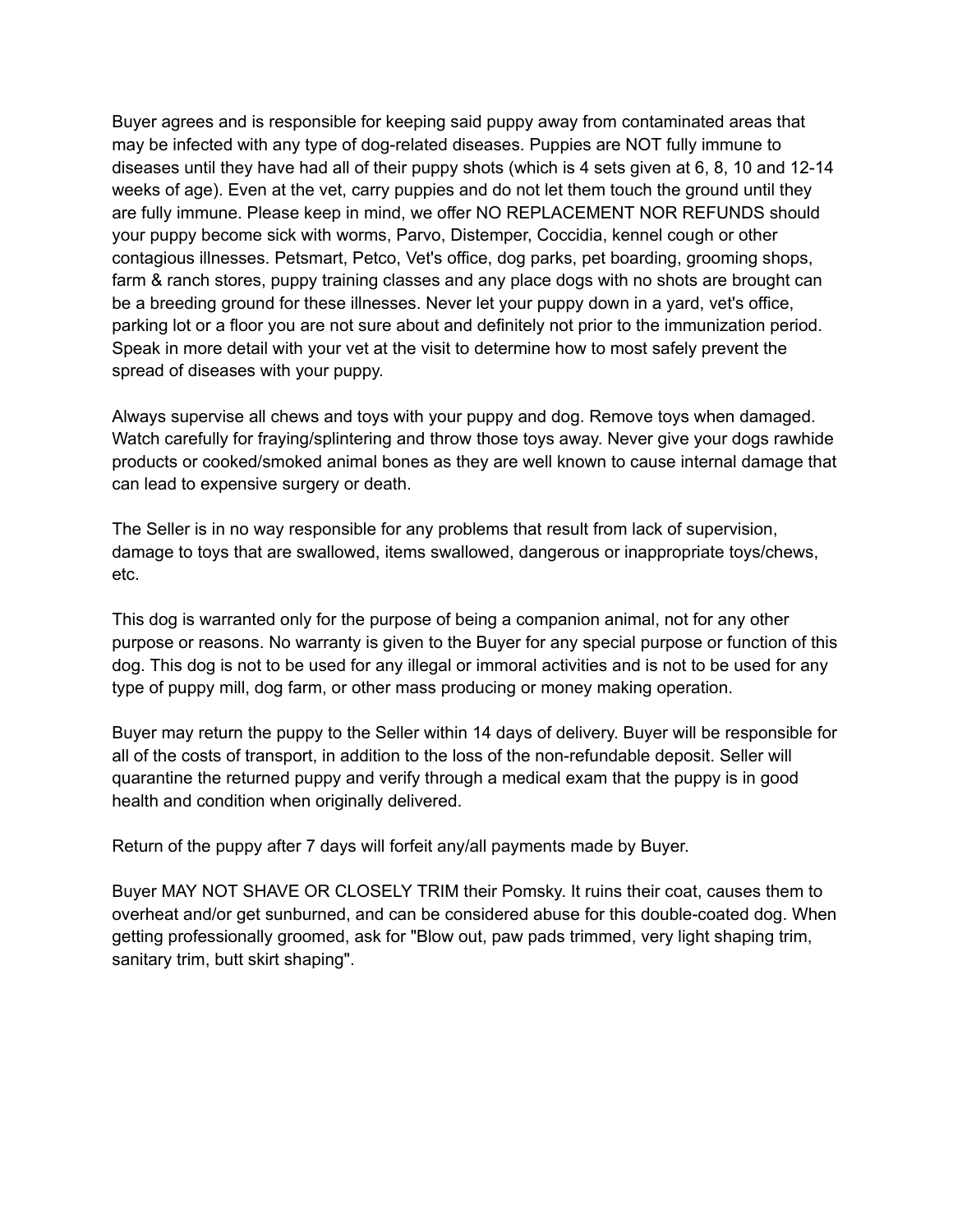Buyer agrees and is responsible for keeping said puppy away from contaminated areas that may be infected with any type of dog-related diseases. Puppies are NOT fully immune to diseases until they have had all of their puppy shots (which is 4 sets given at 6, 8, 10 and 12-14 weeks of age). Even at the vet, carry puppies and do not let them touch the ground until they are fully immune. Please keep in mind, we offer NO REPLACEMENT NOR REFUNDS should your puppy become sick with worms, Parvo, Distemper, Coccidia, kennel cough or other contagious illnesses. Petsmart, Petco, Vet's office, dog parks, pet boarding, grooming shops, farm & ranch stores, puppy training classes and any place dogs with no shots are brought can be a breeding ground for these illnesses. Never let your puppy down in a yard, vet's office, parking lot or a floor you are not sure about and definitely not prior to the immunization period. Speak in more detail with your vet at the visit to determine how to most safely prevent the spread of diseases with your puppy.

Always supervise all chews and toys with your puppy and dog. Remove toys when damaged. Watch carefully for fraying/splintering and throw those toys away. Never give your dogs rawhide products or cooked/smoked animal bones as they are well known to cause internal damage that can lead to expensive surgery or death.

The Seller is in no way responsible for any problems that result from lack of supervision, damage to toys that are swallowed, items swallowed, dangerous or inappropriate toys/chews, etc.

This dog is warranted only for the purpose of being a companion animal, not for any other purpose or reasons. No warranty is given to the Buyer for any special purpose or function of this dog. This dog is not to be used for any illegal or immoral activities and is not to be used for any type of puppy mill, dog farm, or other mass producing or money making operation.

Buyer may return the puppy to the Seller within 14 days of delivery. Buyer will be responsible for all of the costs of transport, in addition to the loss of the non-refundable deposit. Seller will quarantine the returned puppy and verify through a medical exam that the puppy is in good health and condition when originally delivered.

Return of the puppy after 7 days will forfeit any/all payments made by Buyer.

Buyer MAY NOT SHAVE OR CLOSELY TRIM their Pomsky. It ruins their coat, causes them to overheat and/or get sunburned, and can be considered abuse for this double-coated dog. When getting professionally groomed, ask for "Blow out, paw pads trimmed, very light shaping trim, sanitary trim, butt skirt shaping".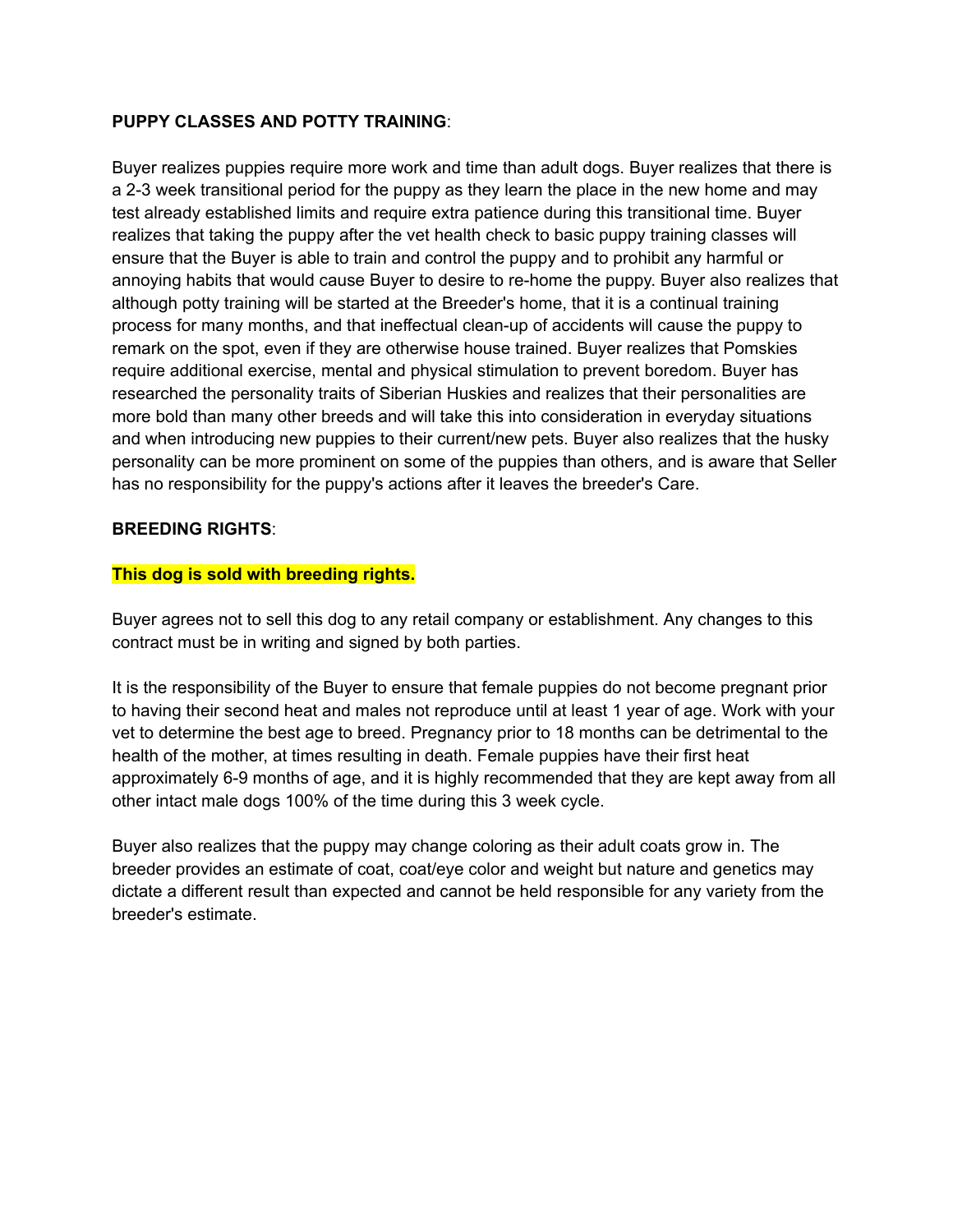**PUPPY CLASSES AND POTTY TRAINING**:

Buyer realizes puppies require more work and time than adult dogs. Buyer realizes that there is a 2-3 week transitional period for the puppy as they learn the place in the new home and may test already established limits and require extra patience during this transitional time. Buyer realizes that taking the puppy after the vet health check to basic puppy training classes will ensure that the Buyer is able to train and control the puppy and to prohibit any harmful or annoying habits that would cause Buyer to desire to re-home the puppy. Buyer also realizes that although potty training will be started at the Breeder's home, that it is a continual training process for many months, and that ineffectual clean-up of accidents will cause the puppy to remark on the spot, even if they are otherwise house trained. Buyer realizes that Pomskies require additional exercise, mental and physical stimulation to prevent boredom. Buyer has researched the personality traits of Siberian Huskies and realizes that their personalities are more bold than many other breeds and will take this into consideration in everyday situations and when introducing new puppies to their current/new pets. Buyer also realizes that the husky personality can be more prominent on some of the puppies than others, and is aware that Seller has no responsibility for the puppy's actions after it leaves the breeder's Care.

**BREEDING RIGHTS**:

**This dog is sold with breeding rights.**

Buyer agrees not to sell this dog to any retail company or establishment. Any changes to this contract must be in writing and signed by both parties.

It is the responsibility of the Buyer to ensure that female puppies do not become pregnant prior to having their second heat and males not reproduce until at least 1 year of age. Work with your vet to determine the best age to breed. Pregnancy prior to 18 months can be detrimental to the health of the mother, at times resulting in death. Female puppies have their first heat approximately 6-9 months of age, and it is highly recommended that they are kept away from all other intact male dogs 100% of the time during this 3 week cycle.

Buyer also realizes that the puppy may change coloring as their adult coats grow in. The breeder provides an estimate of coat, coat/eye color and weight but nature and genetics may dictate a different result than expected and cannot be held responsible for any variety from the breeder's estimate.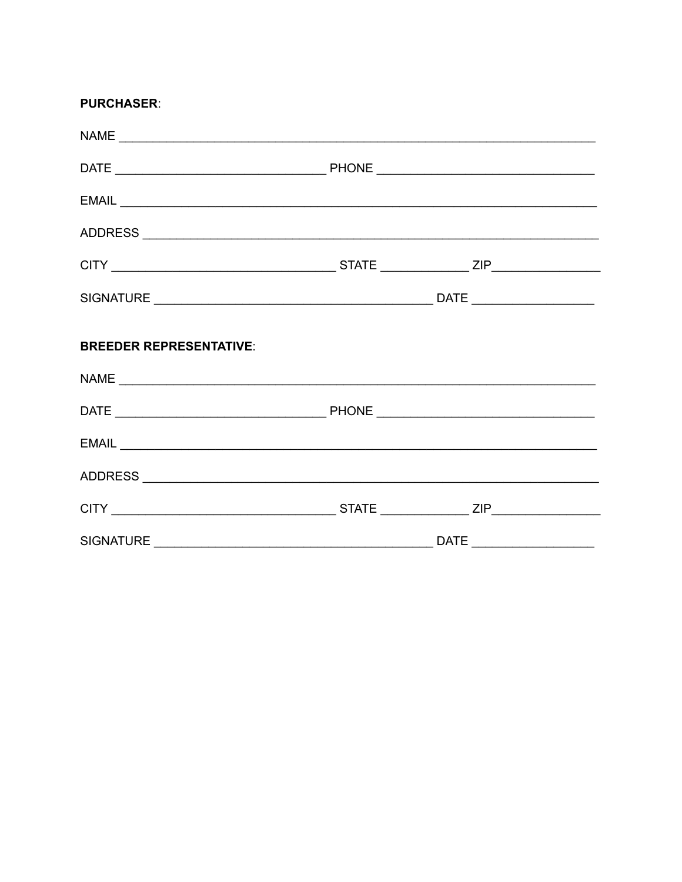**PURCHASER**:

NAME ______________________________________________________________________

DATE _______________________________ PHONE ________________________________

EMAIL ______________________________________________________________________

ADDRESS ____________________________________________________________________

CITY _________________________________ STATE _____________ ZIP________________

SIGNATURE _________________________________________ DATE __________________

**BREEDER REPRESENTATIVE**:

NAME ______________________________________________________________________

DATE _______________________________ PHONE ________________________________

EMAIL ______________________________________________________________________

ADDRESS ____________________________________________________________________

CITY _________________________________ STATE _____________ ZIP________________

SIGNATURE _________________________________________ DATE __________________